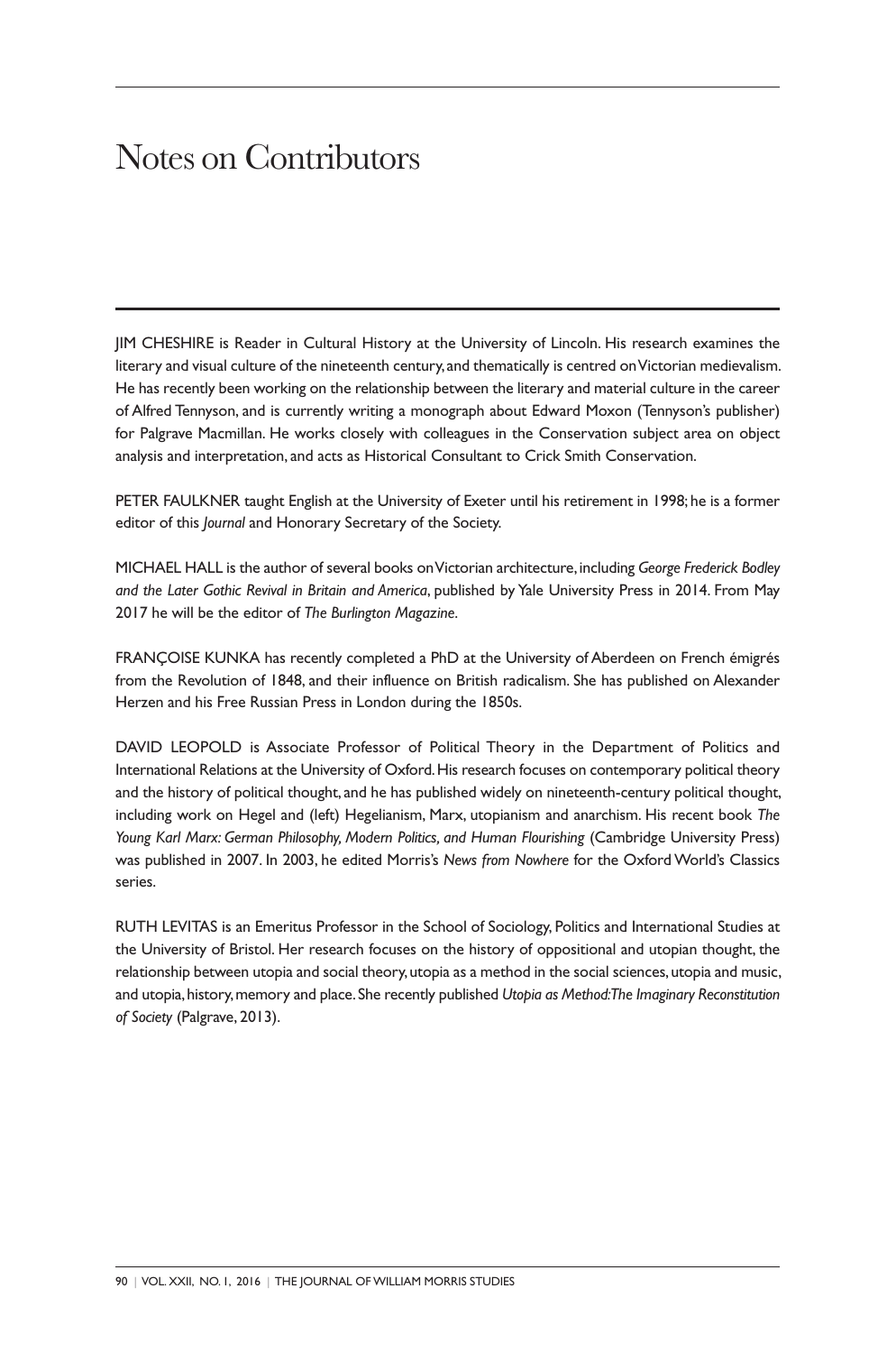# Notes on Contributors

JIM CHESHIRE is Reader in Cultural History at the University of Lincoln. His research examines the literary and visual culture of the nineteenth century, and thematically is centred on Victorian medievalism. He has recently been working on the relationship between the literary and material culture in the career of Alfred Tennyson, and is currently writing a monograph about Edward Moxon (Tennyson's publisher) for Palgrave Macmillan. He works closely with colleagues in the Conservation subject area on object analysis and interpretation, and acts as Historical Consultant to Crick Smith Conservation.

PETER FAULKNER taught English at the University of Exeter until his retirement in 1998; he is a former editor of this *Journal* and Honorary Secretary of the Society.

MICHAEL HALL is the author of several books on Victorian architecture, including *George Frederick Bodley and the Later Gothic Revival in Britain and America*, published by Yale University Press in 2014. From May 2017 he will be the editor of *The Burlington Magazine*.

FRANÇOISE KUNKA has recently completed a PhD at the University of Aberdeen on French émigrés from the Revolution of 1848, and their influence on British radicalism. She has published on Alexander Herzen and his Free Russian Press in London during the 1850s.

DAVID LEOPOLD is Associate Professor of Political Theory in the Department of Politics and International Relations at the University of Oxford. His research focuses on contemporary political theory and the history of political thought, and he has published widely on nineteenth-century political thought, including work on Hegel and (left) Hegelianism, Marx, utopianism and anarchism. His recent book *The Young Karl Marx: German Philosophy, Modern Politics, and Human Flourishing* (Cambridge University Press) was published in 2007. In 2003, he edited Morris's *News from Nowhere* for the Oxford World's Classics series.

RUTH LEVITAS is an Emeritus Professor in the School of Sociology, Politics and International Studies at the University of Bristol. Her research focuses on the history of oppositional and utopian thought, the relationship between utopia and social theory, utopia as a method in the social sciences, utopia and music, and utopia, history, memory and place. She recently published *Utopia as Method: The Imaginary Reconstitution of Society* (Palgrave, 2013).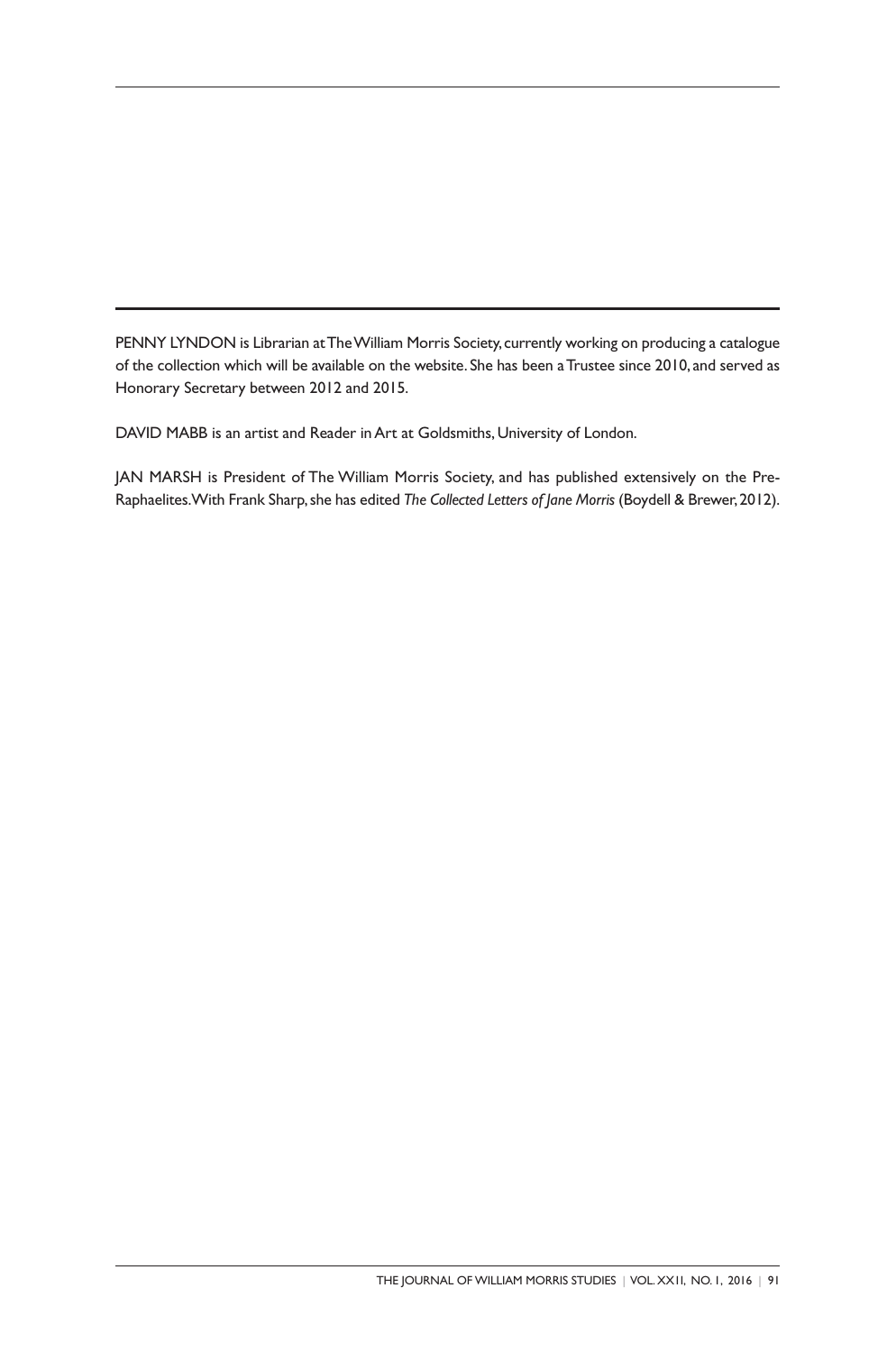PENNY LYNDON is Librarian at The William Morris Society, currently working on producing a catalogue of the collection which will be available on the website. She has been a Trustee since 2010, and served as Honorary Secretary between 2012 and 2015.

DAVID MABB is an artist and Reader in Art at Goldsmiths, University of London.

JAN MARSH is President of The William Morris Society, and has published extensively on the Pre-Raphaelites. With Frank Sharp, she has edited *The Collected Letters of Jane Morris* (Boydell & Brewer, 2012).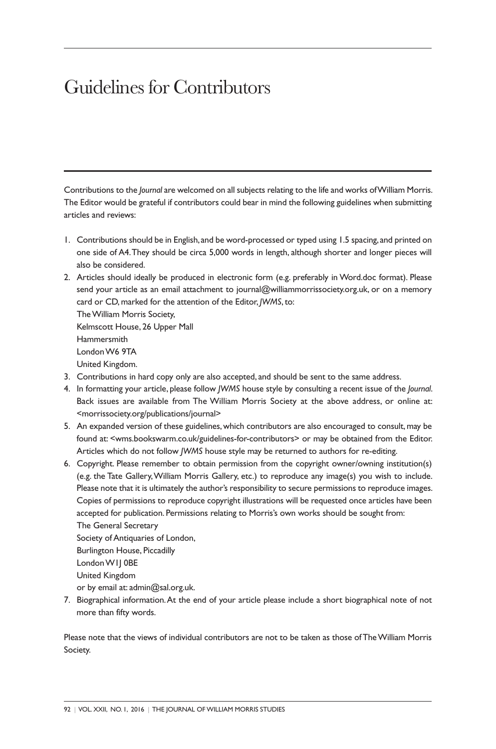# Guidelines for Contributors

Contributions to the *Journal* are welcomed on all subjects relating to the life and works of William Morris. The Editor would be grateful if contributors could bear in mind the following guidelines when submitting articles and reviews:

1. Contributions should be in English, and be word-processed or typed using 1.5 spacing, and printed on one side of A4. They should be circa 5,000 words in length, although shorter and longer pieces will also be considered.
2. Articles should ideally be produced in electronic form (e.g. preferably in Word.doc format). Please send your article as an email attachment to journal@williammorrissociety.org.uk, or on a memory card or CD, marked for the attention of the Editor, *JWMS*, to:
   The William Morris Society,
   Kelmscott House, 26 Upper Mall
   Hammersmith
   London W6 9TA
   United Kingdom.
3. Contributions in hard copy only are also accepted, and should be sent to the same address.
4. In formatting your article, please follow *JWMS* house style by consulting a recent issue of the *Journal*. Back issues are available from The William Morris Society at the above address, or online at: <morrissociety.org/publications/journal>
5. An expanded version of these guidelines, which contributors are also encouraged to consult, may be found at: <wms.bookswarm.co.uk/guidelines-for-contributors> or may be obtained from the Editor. Articles which do not follow *JWMS* house style may be returned to authors for re-editing.
6. Copyright. Please remember to obtain permission from the copyright owner/owning institution(s) (e.g. the Tate Gallery, William Morris Gallery, etc.) to reproduce any image(s) you wish to include. Please note that it is ultimately the author's responsibility to secure permissions to reproduce images. Copies of permissions to reproduce copyright illustrations will be requested once articles have been accepted for publication. Permissions relating to Morris's own works should be sought from:
   The General Secretary
   Society of Antiquaries of London,
   Burlington House, Piccadilly
   London W1J 0BE
   United Kingdom
   or by email at: admin@sal.org.uk.
7. Biographical information. At the end of your article please include a short biographical note of not more than fifty words.

Please note that the views of individual contributors are not to be taken as those of The William Morris Society.